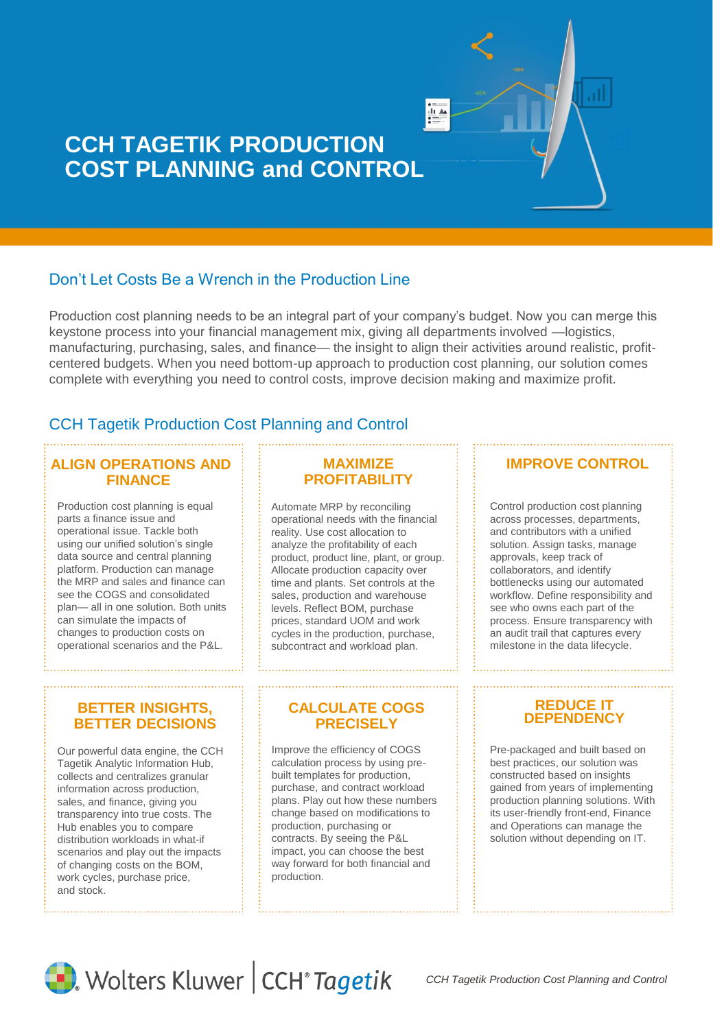# CCH TAGETIK PRODUCTION COST PLANNING and CONTROL

## Don't Let Costs Be a Wrench in the Production Line

Production cost planning needs to be an integral part of your company's budget. Now you can merge this keystone process into your financial management mix, giving all departments involved —logistics, manufacturing, purchasing, sales, and finance— the insight to align their activities around realistic, profit-centered budgets. When you need bottom-up approach to production cost planning, our solution comes complete with everything you need to control costs, improve decision making and maximize profit.

## CCH Tagetik Production Cost Planning and Control

### ALIGN OPERATIONS AND FINANCE

Production cost planning is equal parts a finance issue and operational issue. Tackle both using our unified solution's single data source and central planning platform. Production can manage the MRP and sales and finance can see the COGS and consolidated plan— all in one solution. Both units can simulate the impacts of changes to production costs on operational scenarios and the P&L.

### MAXIMIZE PROFITABILITY

Automate MRP by reconciling operational needs with the financial reality. Use cost allocation to analyze the profitability of each product, product line, plant, or group. Allocate production capacity over time and plants. Set controls at the sales, production and warehouse levels. Reflect BOM, purchase prices, standard UOM and work cycles in the production, purchase, subcontract and workload plan.

### IMPROVE CONTROL

Control production cost planning across processes, departments, and contributors with a unified solution. Assign tasks, manage approvals, keep track of collaborators, and identify bottlenecks using our automated workflow. Define responsibility and see who owns each part of the process. Ensure transparency with an audit trail that captures every milestone in the data lifecycle.

### BETTER INSIGHTS, BETTER DECISIONS

Our powerful data engine, the CCH Tagetik Analytic Information Hub, collects and centralizes granular information across production, sales, and finance, giving you transparency into true costs. The Hub enables you to compare distribution workloads in what-if scenarios and play out the impacts of changing costs on the BOM, work cycles, purchase price, and stock.

### CALCULATE COGS PRECISELY

Improve the efficiency of COGS calculation process by using pre-built templates for production, purchase, and contract workload plans. Play out how these numbers change based on modifications to production, purchasing or contracts. By seeing the P&L impact, you can choose the best way forward for both financial and production.

### REDUCE IT DEPENDENCY

Pre-packaged and built based on best practices, our solution was constructed based on insights gained from years of implementing production planning solutions. With its user-friendly front-end, Finance and Operations can manage the solution without depending on IT.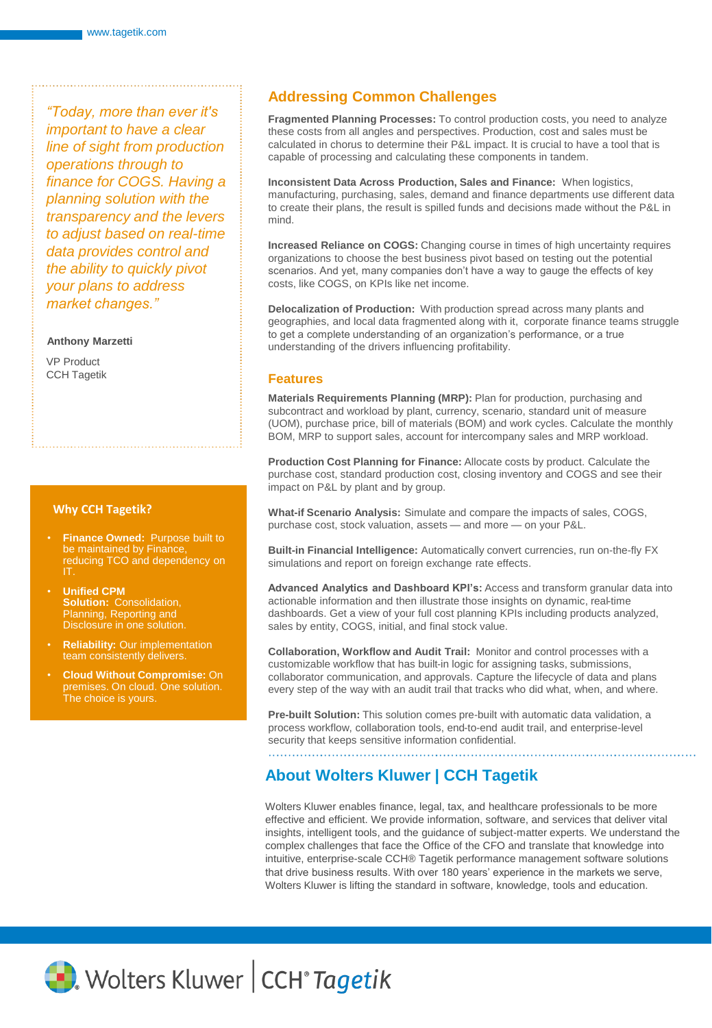*"Today, more than ever it's important to have a clear line of sight from production operations through to finance for COGS. Having a planning solution with the transparency and the levers to adjust based on real-time data provides control and the ability to quickly pivot your plans to address market changes."*

**Anthony Marzetti**

VP Product
CCH Tagetik

### Why CCH Tagetik?

- **Finance Owned:** Purpose built to be maintained by Finance, reducing TCO and dependency on IT.
- **Unified CPM Solution:** Consolidation, Planning, Reporting and Disclosure in one solution.
- **Reliability:** Our implementation team consistently delivers.
- **Cloud Without Compromise:** On premises. On cloud. One solution. The choice is yours.

## Addressing Common Challenges

**Fragmented Planning Processes:** To control production costs, you need to analyze these costs from all angles and perspectives. Production, cost and sales must be calculated in chorus to determine their P&L impact. It is crucial to have a tool that is capable of processing and calculating these components in tandem.

**Inconsistent Data Across Production, Sales and Finance:** When logistics, manufacturing, purchasing, sales, demand and finance departments use different data to create their plans, the result is spilled funds and decisions made without the P&L in mind.

**Increased Reliance on COGS:** Changing course in times of high uncertainty requires organizations to choose the best business pivot based on testing out the potential scenarios. And yet, many companies don't have a way to gauge the effects of key costs, like COGS, on KPIs like net income.

**Delocalization of Production:** With production spread across many plants and geographies, and local data fragmented along with it, corporate finance teams struggle to get a complete understanding of an organization's performance, or a true understanding of the drivers influencing profitability.

## Features

**Materials Requirements Planning (MRP):** Plan for production, purchasing and subcontract and workload by plant, currency, scenario, standard unit of measure (UOM), purchase price, bill of materials (BOM) and work cycles. Calculate the monthly BOM, MRP to support sales, account for intercompany sales and MRP workload.

**Production Cost Planning for Finance:** Allocate costs by product. Calculate the purchase cost, standard production cost, closing inventory and COGS and see their impact on P&L by plant and by group.

**What-if Scenario Analysis:** Simulate and compare the impacts of sales, COGS, purchase cost, stock valuation, assets — and more — on your P&L.

**Built-in Financial Intelligence:** Automatically convert currencies, run on-the-fly FX simulations and report on foreign exchange rate effects.

**Advanced Analytics and Dashboard KPI's:** Access and transform granular data into actionable information and then illustrate those insights on dynamic, real-time dashboards. Get a view of your full cost planning KPIs including products analyzed, sales by entity, COGS, initial, and final stock value.

**Collaboration, Workflow and Audit Trail:** Monitor and control processes with a customizable workflow that has built-in logic for assigning tasks, submissions, collaborator communication, and approvals. Capture the lifecycle of data and plans every step of the way with an audit trail that tracks who did what, when, and where.

**Pre-built Solution:** This solution comes pre-built with automatic data validation, a process workflow, collaboration tools, end-to-end audit trail, and enterprise-level security that keeps sensitive information confidential.

## About Wolters Kluwer | CCH Tagetik

Wolters Kluwer enables finance, legal, tax, and healthcare professionals to be more effective and efficient. We provide information, software, and services that deliver vital insights, intelligent tools, and the guidance of subject-matter experts. We understand the complex challenges that face the Office of the CFO and translate that knowledge into intuitive, enterprise-scale CCH® Tagetik performance management software solutions that drive business results. With over 180 years' experience in the markets we serve, Wolters Kluwer is lifting the standard in software, knowledge, tools and education.